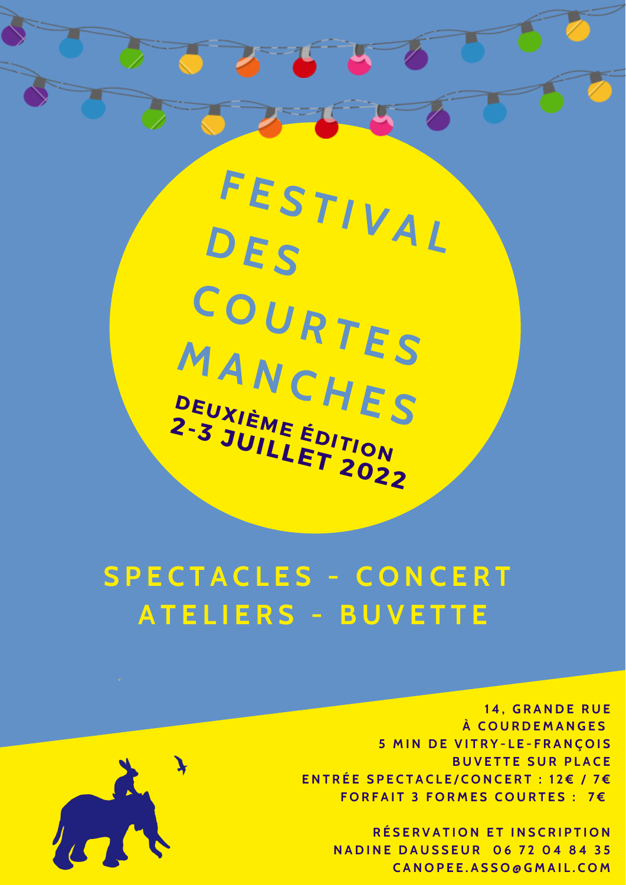# FESTIVAL DES COURTES MANCHES

**DEUXIÈME ÉDITION**

**2-3 JUILLET 2022**

## SPECTACLES - CONCERT
## ATELIERS - BUVETTE

14, GRANDE RUE
À COURDEMANGES
5 MIN DE VITRY-LE-FRANÇOIS
BUVETTE SUR PLACE
ENTRÉE SPECTACLE/CONCERT : 12€ / 7€
FORFAIT 3 FORMES COURTES : 7€

RÉSERVATION ET INSCRIPTION
NADINE DAUSSEUR 06 72 04 84 35
CANOPEE.ASSO@GMAIL.COM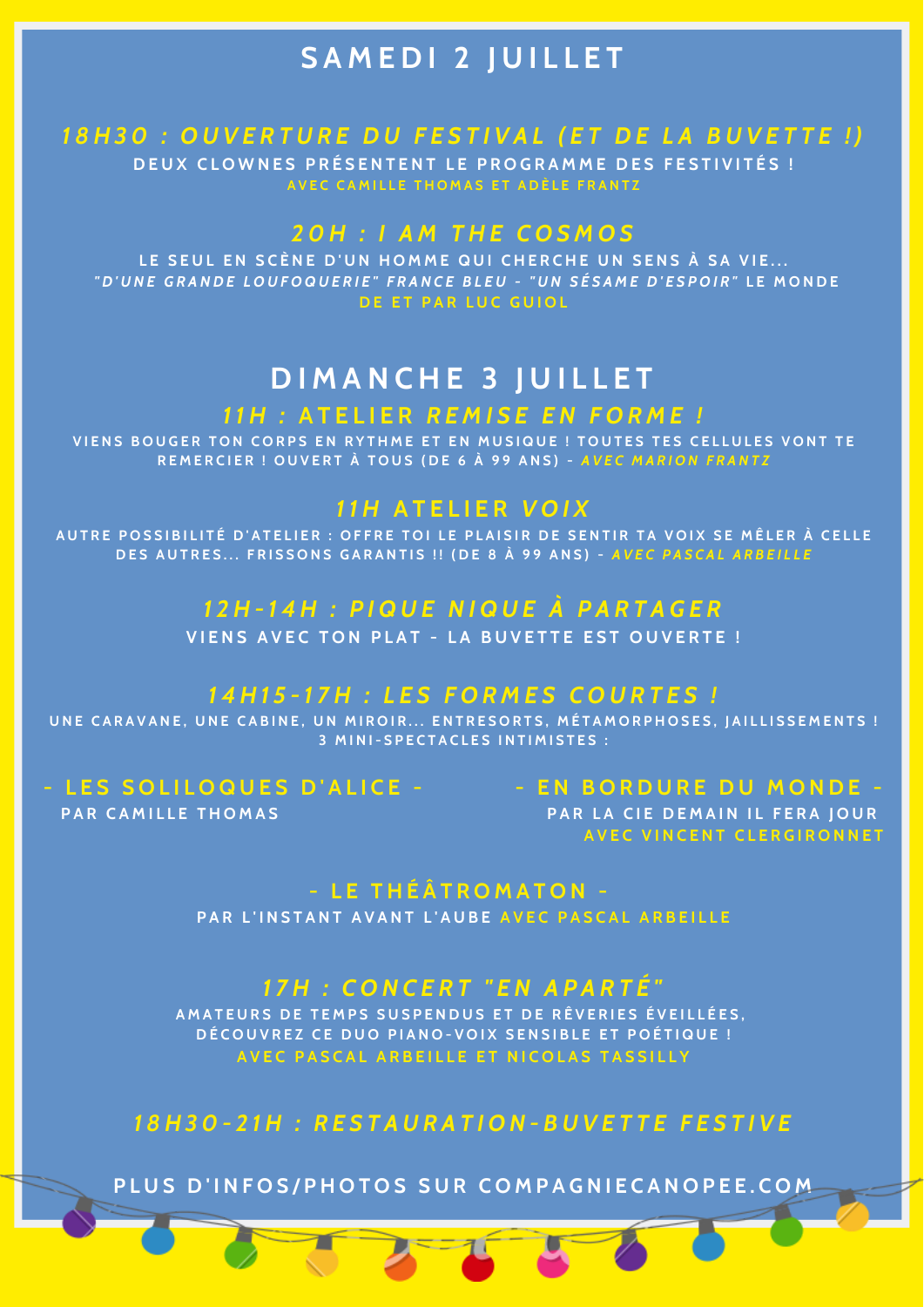# SAMEDI 2 JUILLET

### *18H30 : OUVERTURE DU FESTIVAL (ET DE LA BUVETTE !)*

**DEUX CLOWNES PRÉSENTENT LE PROGRAMME DES FESTIVITÉS !**

AVEC CAMILLE THOMAS ET ADÈLE FRANTZ

### *20H : I AM THE COSMOS*

**LE SEUL EN SCÈNE D'UN HOMME QUI CHERCHE UN SENS À SA VIE...**
***"D'UNE GRANDE LOUFOQUERIE" FRANCE BLEU - "UN SÉSAME D'ESPOIR"* LE MONDE**

DE ET PAR LUC GUIOL

# DIMANCHE 3 JUILLET

### *11H :* ATELIER *REMISE EN FORME !*

**VIENS BOUGER TON CORPS EN RYTHME ET EN MUSIQUE ! TOUTES TES CELLULES VONT TE REMERCIER ! OUVERT À TOUS (DE 6 À 99 ANS) -** *AVEC MARION FRANTZ*

### *11H* ATELIER *VOIX*

**AUTRE POSSIBILITÉ D'ATELIER : OFFRE TOI LE PLAISIR DE SENTIR TA VOIX SE MÊLER À CELLE DES AUTRES... FRISSONS GARANTIS !! (DE 8 À 99 ANS) -** *AVEC PASCAL ARBEILLE*

### *12H-14H : PIQUE NIQUE À PARTAGER*

**VIENS AVEC TON PLAT - LA BUVETTE EST OUVERTE !**

### *14H15-17H : LES FORMES COURTES !*

**UNE CARAVANE, UNE CABINE, UN MIROIR... ENTRESORTS, MÉTAMORPHOSES, JAILLISSEMENTS !**
**3 MINI-SPECTACLES INTIMISTES :**

#### - LES SOLILOQUES D'ALICE -

**PAR CAMILLE THOMAS**

#### - EN BORDURE DU MONDE -

**PAR LA CIE DEMAIN IL FERA JOUR**
AVEC VINCENT CLERGIRONNET

#### - LE THÉÂTROMATON -

**PAR L'INSTANT AVANT L'AUBE** AVEC PASCAL ARBEILLE

### *17H : CONCERT "EN APARTÉ"*

**AMATEURS DE TEMPS SUSPENDUS ET DE RÊVERIES ÉVEILLÉES, DÉCOUVREZ CE DUO PIANO-VOIX SENSIBLE ET POÉTIQUE !**

AVEC PASCAL ARBEILLE ET NICOLAS TASSILLY

### *18H30-21H : RESTAURATION-BUVETTE FESTIVE*

**PLUS D'INFOS/PHOTOS SUR COMPAGNIECANOPEE.COM**